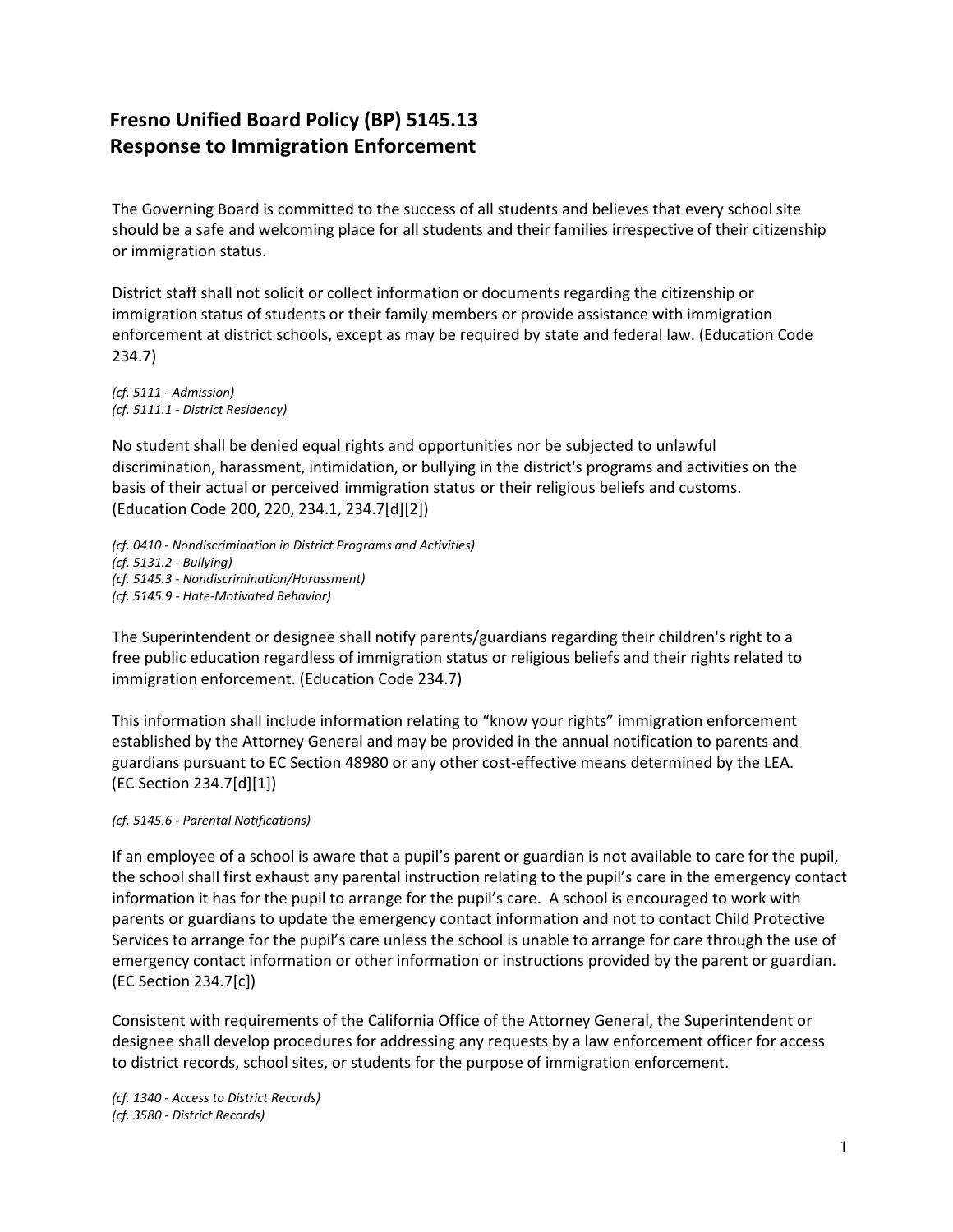# Fresno Unified Board Policy (BP) 5145.13
# Response to Immigration Enforcement

The Governing Board is committed to the success of all students and believes that every school site should be a safe and welcoming place for all students and their families irrespective of their citizenship or immigration status.

District staff shall not solicit or collect information or documents regarding the citizenship or immigration status of students or their family members or provide assistance with immigration enforcement at district schools, except as may be required by state and federal law. (Education Code 234.7)

*(cf. 5111 - Admission)*
*(cf. 5111.1 - District Residency)*

No student shall be denied equal rights and opportunities nor be subjected to unlawful discrimination, harassment, intimidation, or bullying in the district's programs and activities on the basis of their actual or perceived immigration status or their religious beliefs and customs. (Education Code 200, 220, 234.1, 234.7[d][2])

*(cf. 0410 - Nondiscrimination in District Programs and Activities)*
*(cf. 5131.2 - Bullying)*
*(cf. 5145.3 - Nondiscrimination/Harassment)*
*(cf. 5145.9 - Hate-Motivated Behavior)*

The Superintendent or designee shall notify parents/guardians regarding their children's right to a free public education regardless of immigration status or religious beliefs and their rights related to immigration enforcement. (Education Code 234.7)

This information shall include information relating to "know your rights" immigration enforcement established by the Attorney General and may be provided in the annual notification to parents and guardians pursuant to EC Section 48980 or any other cost-effective means determined by the LEA. (EC Section 234.7[d][1])

*(cf. 5145.6 - Parental Notifications)*

If an employee of a school is aware that a pupil's parent or guardian is not available to care for the pupil, the school shall first exhaust any parental instruction relating to the pupil's care in the emergency contact information it has for the pupil to arrange for the pupil's care. A school is encouraged to work with parents or guardians to update the emergency contact information and not to contact Child Protective Services to arrange for the pupil's care unless the school is unable to arrange for care through the use of emergency contact information or other information or instructions provided by the parent or guardian. (EC Section 234.7[c])

Consistent with requirements of the California Office of the Attorney General, the Superintendent or designee shall develop procedures for addressing any requests by a law enforcement officer for access to district records, school sites, or students for the purpose of immigration enforcement.

*(cf. 1340 - Access to District Records)*
*(cf. 3580 - District Records)*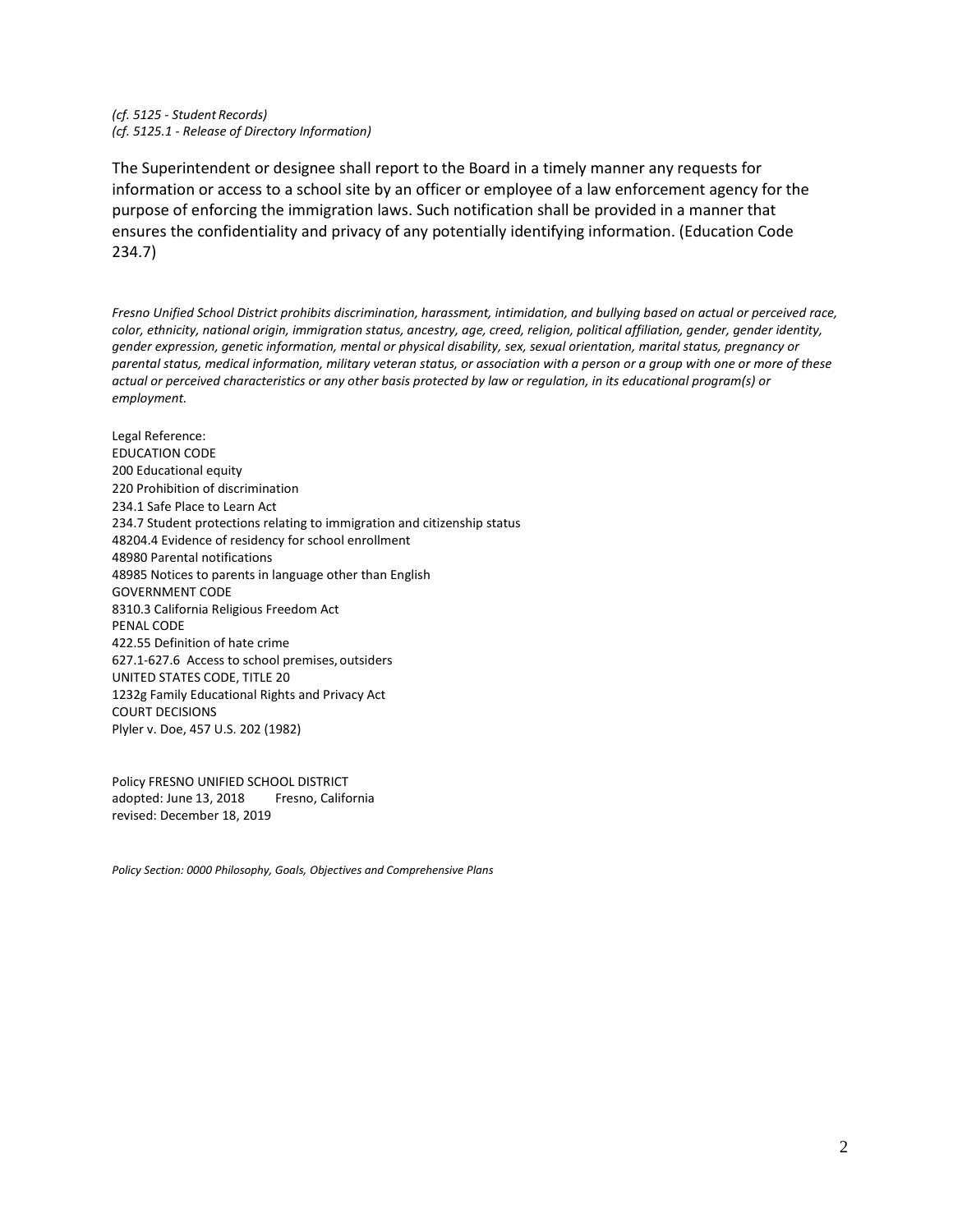*(cf. 5125 - Student Records)*
*(cf. 5125.1 - Release of Directory Information)*

The Superintendent or designee shall report to the Board in a timely manner any requests for information or access to a school site by an officer or employee of a law enforcement agency for the purpose of enforcing the immigration laws. Such notification shall be provided in a manner that ensures the confidentiality and privacy of any potentially identifying information. (Education Code 234.7)

*Fresno Unified School District prohibits discrimination, harassment, intimidation, and bullying based on actual or perceived race, color, ethnicity, national origin, immigration status, ancestry, age, creed, religion, political affiliation, gender, gender identity, gender expression, genetic information, mental or physical disability, sex, sexual orientation, marital status, pregnancy or parental status, medical information, military veteran status, or association with a person or a group with one or more of these actual or perceived characteristics or any other basis protected by law or regulation, in its educational program(s) or employment.*

Legal Reference:
EDUCATION CODE
200 Educational equity
220 Prohibition of discrimination
234.1 Safe Place to Learn Act
234.7 Student protections relating to immigration and citizenship status
48204.4 Evidence of residency for school enrollment
48980 Parental notifications
48985 Notices to parents in language other than English
GOVERNMENT CODE
8310.3 California Religious Freedom Act
PENAL CODE
422.55 Definition of hate crime
627.1-627.6 Access to school premises, outsiders
UNITED STATES CODE, TITLE 20
1232g Family Educational Rights and Privacy Act
COURT DECISIONS
Plyler v. Doe, 457 U.S. 202 (1982)

Policy FRESNO UNIFIED SCHOOL DISTRICT
adopted: June 13, 2018 Fresno, California
revised: December 18, 2019

*Policy Section: 0000 Philosophy, Goals, Objectives and Comprehensive Plans*